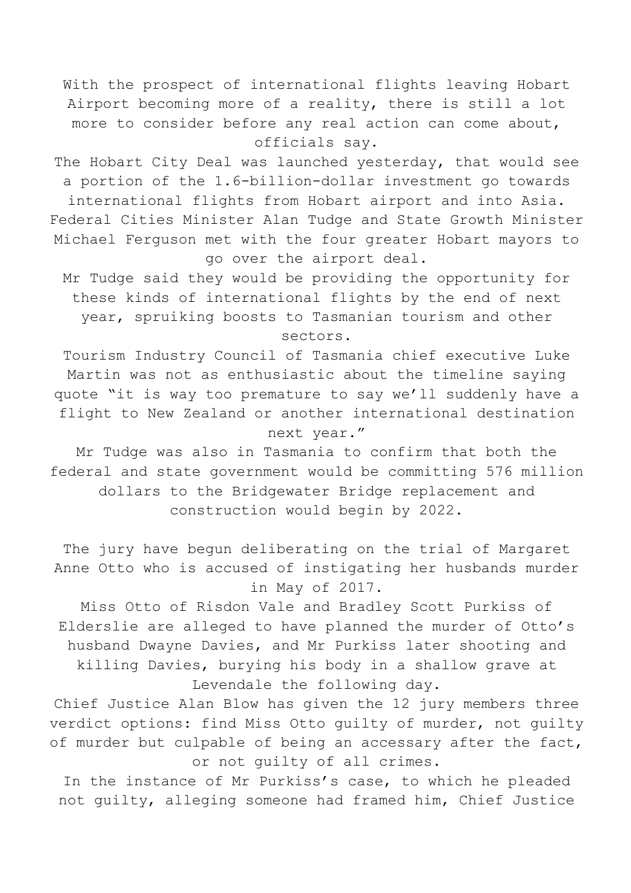With the prospect of international flights leaving Hobart Airport becoming more of a reality, there is still a lot more to consider before any real action can come about, officials say.

The Hobart City Deal was launched yesterday, that would see a portion of the 1.6-billion-dollar investment go towards international flights from Hobart airport and into Asia.

Federal Cities Minister Alan Tudge and State Growth Minister Michael Ferguson met with the four greater Hobart mayors to go over the airport deal.

Mr Tudge said they would be providing the opportunity for these kinds of international flights by the end of next year, spruiking boosts to Tasmanian tourism and other sectors.

Tourism Industry Council of Tasmania chief executive Luke Martin was not as enthusiastic about the timeline saying quote "it is way too premature to say we'll suddenly have a flight to New Zealand or another international destination next year."

Mr Tudge was also in Tasmania to confirm that both the federal and state government would be committing 576 million dollars to the Bridgewater Bridge replacement and construction would begin by 2022.

The jury have begun deliberating on the trial of Margaret Anne Otto who is accused of instigating her husbands murder in May of 2017.

Miss Otto of Risdon Vale and Bradley Scott Purkiss of Elderslie are alleged to have planned the murder of Otto's husband Dwayne Davies, and Mr Purkiss later shooting and killing Davies, burying his body in a shallow grave at Levendale the following day.

Chief Justice Alan Blow has given the 12 jury members three verdict options: find Miss Otto guilty of murder, not guilty of murder but culpable of being an accessary after the fact, or not guilty of all crimes.

In the instance of Mr Purkiss's case, to which he pleaded not guilty, alleging someone had framed him, Chief Justice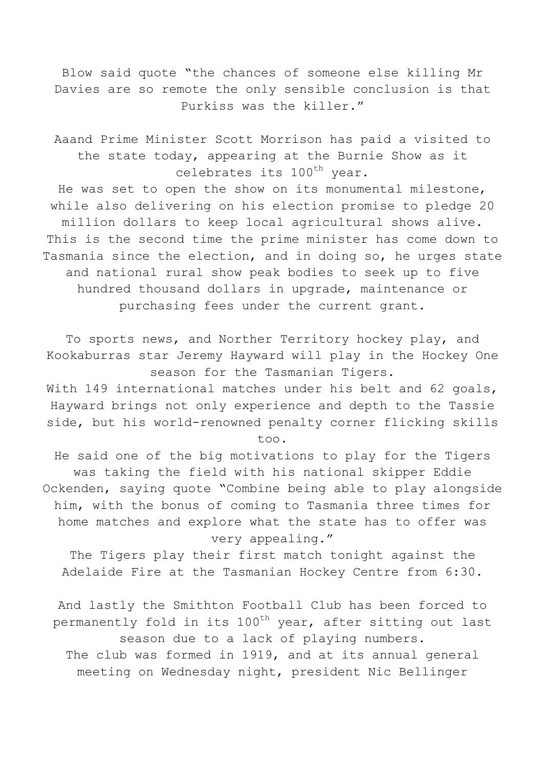Blow said quote "the chances of someone else killing Mr Davies are so remote the only sensible conclusion is that Purkiss was the killer."

Aaand Prime Minister Scott Morrison has paid a visited to the state today, appearing at the Burnie Show as it celebrates its 100th year.
He was set to open the show on its monumental milestone, while also delivering on his election promise to pledge 20 million dollars to keep local agricultural shows alive.
This is the second time the prime minister has come down to Tasmania since the election, and in doing so, he urges state and national rural show peak bodies to seek up to five hundred thousand dollars in upgrade, maintenance or purchasing fees under the current grant.

To sports news, and Norther Territory hockey play, and Kookaburras star Jeremy Hayward will play in the Hockey One season for the Tasmanian Tigers.
With 149 international matches under his belt and 62 goals, Hayward brings not only experience and depth to the Tassie side, but his world-renowned penalty corner flicking skills too.
He said one of the big motivations to play for the Tigers was taking the field with his national skipper Eddie Ockenden, saying quote "Combine being able to play alongside him, with the bonus of coming to Tasmania three times for home matches and explore what the state has to offer was very appealing."
The Tigers play their first match tonight against the Adelaide Fire at the Tasmanian Hockey Centre from 6:30.

And lastly the Smithton Football Club has been forced to permanently fold in its 100th year, after sitting out last season due to a lack of playing numbers.
The club was formed in 1919, and at its annual general meeting on Wednesday night, president Nic Bellinger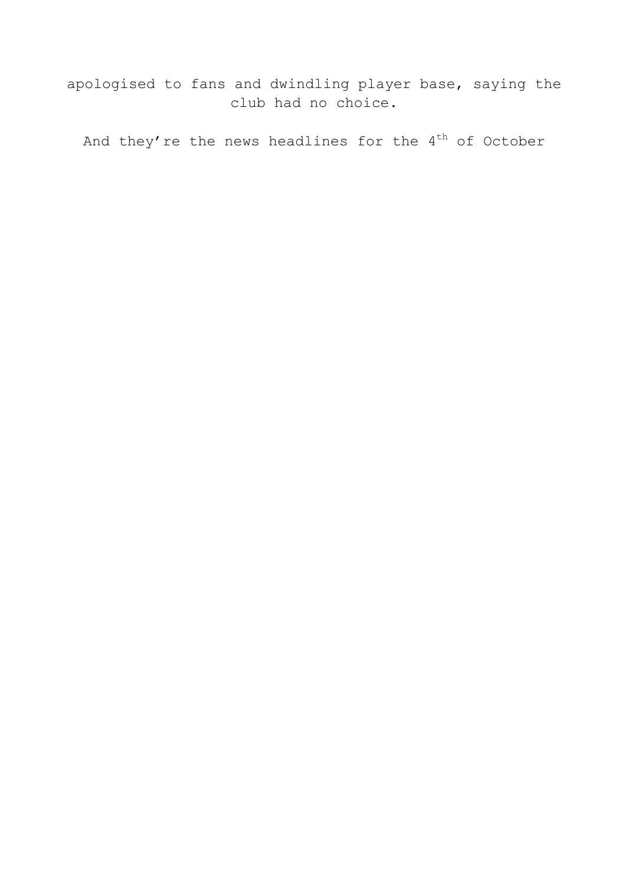apologised to fans and dwindling player base, saying the club had no choice.

And they're the news headlines for the 4th of October